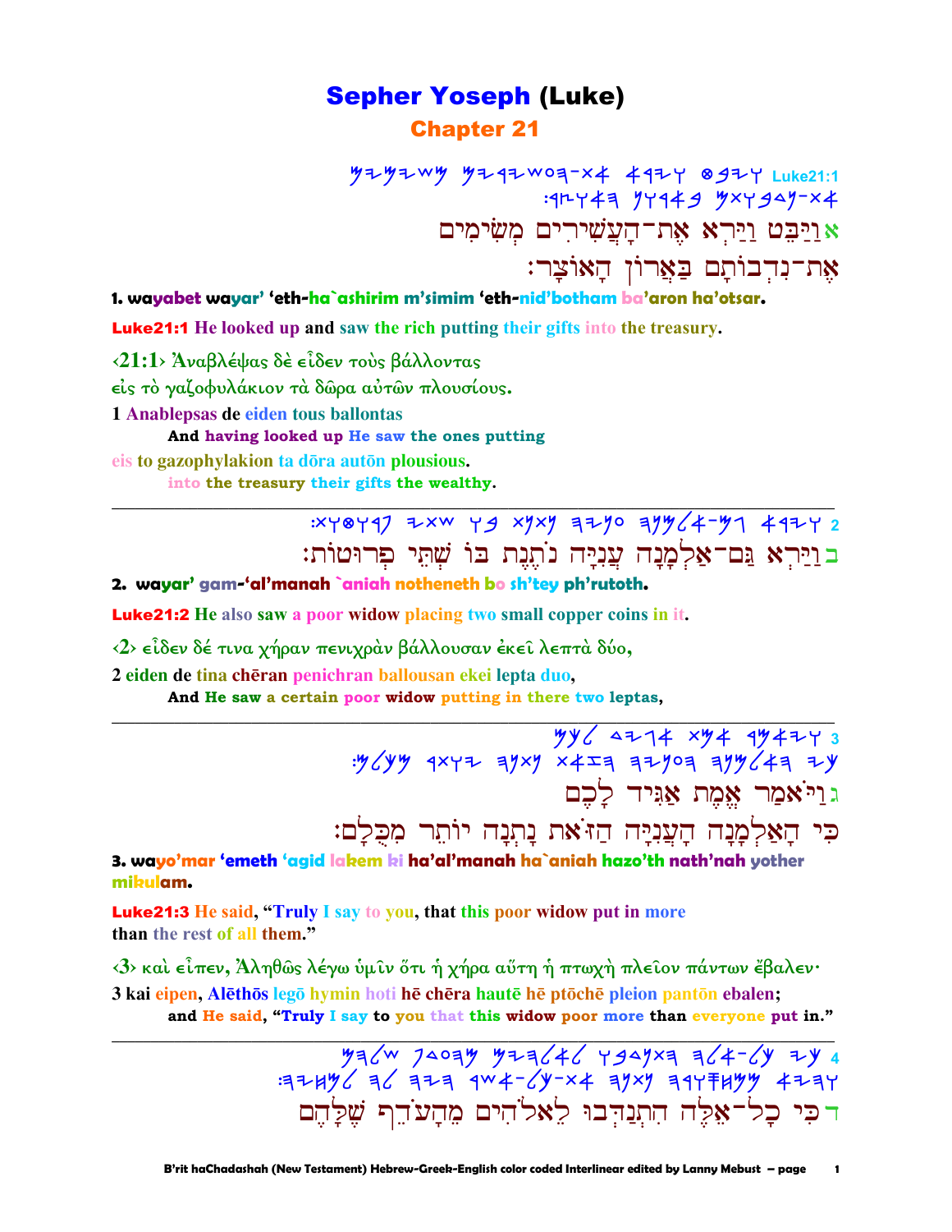# Sepher Yoseph (Luke)

## Chapter 21

Luke21:1

אוַיַּבֵּט וַיַּרְא אֶת־הָעֲשִׁירִים מְשִׂימִים אֶת־נִדְבוֹתָם בַּאֲרוֹן הָאוֹצָר׃

**1. wayabet wayar' 'eth-ha`ashirim m'simim 'eth-nid'botham ba'aron ha'otsar.**

**Luke21:1** He looked up and saw the rich putting their gifts into the treasury.

‹21:1› Ἀναβλέψας δὲ εἶδεν τοὺς βάλλοντας εἰς τὸ γαζοφυλάκιον τὰ δῶρα αὐτῶν πλουσίους.

1 Anablepsas de eiden tous ballontas
And having looked up He saw the ones putting
eis to gazophylakion ta dōra autōn plousious.
into the treasury their gifts the wealthy.

---

2

בוַיַּרְא גַּם־אַלְמָנָה עֲנִיָּה נֹתֶנֶת בּוֹ שְׁתֵּי פְּרוּטוֹת׃

**2. wayar' gam-'al'manah `aniah notheneth bo sh'tey ph'rutoth.**

**Luke21:2** He also saw a poor widow placing two small copper coins in it.

‹2› εἶδεν δέ τινα χήραν πενιχρὰν βάλλουσαν ἐκεῖ λεπτὰ δύο,

2 eiden de tina chēran penichran ballousan ekei lepta duo,
And He saw a certain poor widow putting in there two leptas,

---

3

גוַיֹּאמַר אֱמֶת אַגִּיד לָכֶם כִּי הָאַלְמָנָה הָעֲנִיָּה הַזֹּאת נָתְנָה יוֹתֵר מִכֻּלָּם׃

**3. wayo'mar 'emeth 'agid lakem ki ha'al'manah ha`aniah hazo'th nath'nah yother mikulam.**

**Luke21:3** He said, "Truly I say to you, that this poor widow put in more than the rest of all them."

‹3› καὶ εἶπεν, Ἀληθῶς λέγω ὑμῖν ὅτι ἡ χήρα αὕτη ἡ πτωχὴ πλεῖον πάντων ἔβαλεν·

3 kai eipen, Alēthōs legō hymin hoti hē chēra hautē hē ptōchē pleion pantōn ebalen;
and He said, "Truly I say to you that this widow poor more than everyone put in."

---

4

דכִּי כָל־אֵלֶּה הִתְנַדְּבוּ לֵאלֹהִים מֵהָעֹדֵף שֶׁלָּהֶם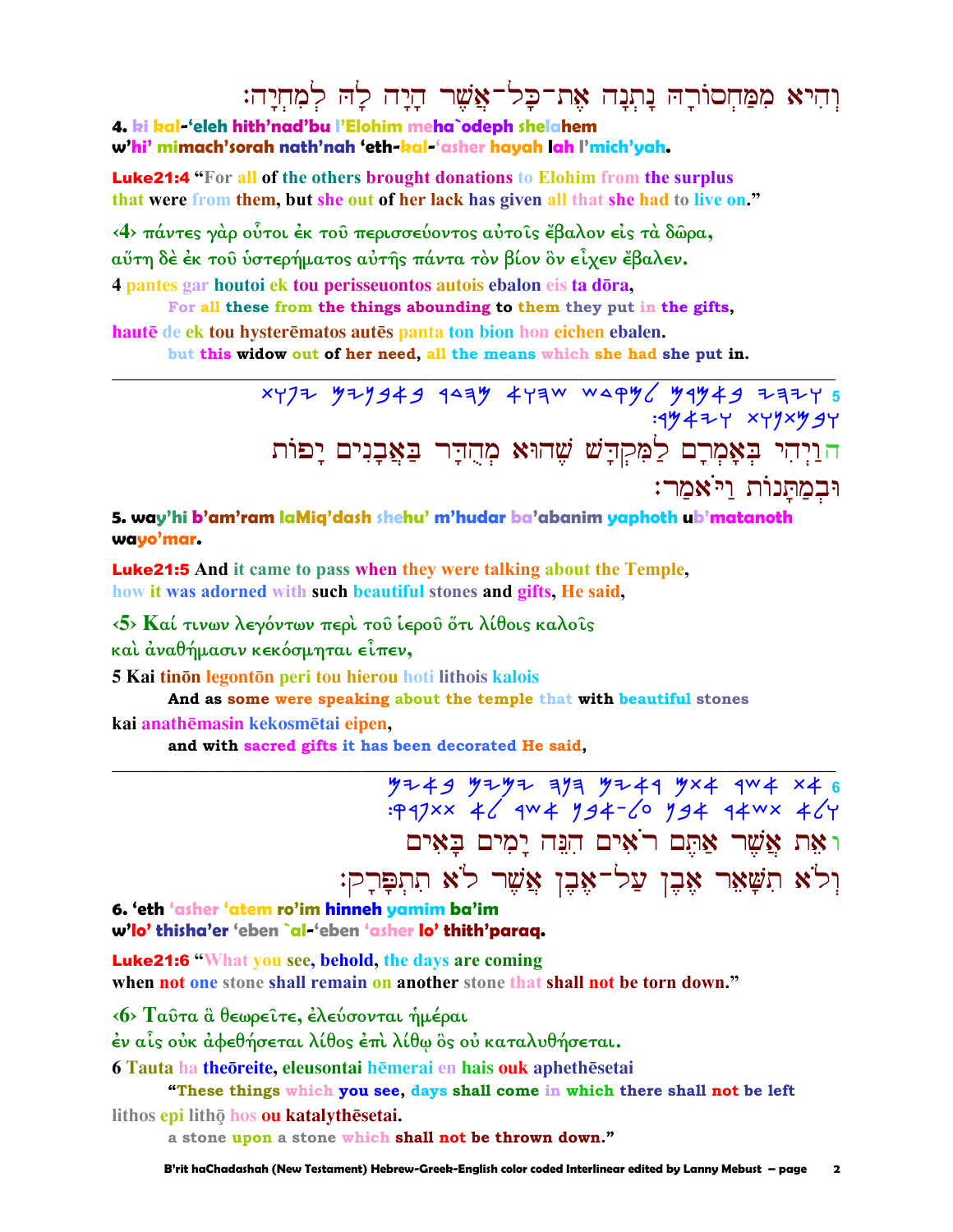וְהִיא מִמַּחְסוֹרָהּ נָתְנָה אֶת־כָּל־אֲשֶׁר הָיָה לָהּ לְמִחְיָה׃

**4. ki kal-'eleh hith'nad'bu l'Elohim meha`odeph shelahem w'hi' mimach'sorah nath'nah 'eth-kal-'asher hayah lah l'mich'yah.**

**Luke21:4** "For all of the others brought donations to Elohim from the surplus that were from them, but she out of her lack has given all that she had to live on."

‹4› πάντες γὰρ οὗτοι ἐκ τοῦ περισσεύοντος αὐτοῖς ἔβαλον εἰς τὰ δῶρα, αὕτη δὲ ἐκ τοῦ ὑστερήματος αὐτῆς πάντα τὸν βίον ὃν εἶχεν ἔβαλεν.

4 pantes gar houtoi ek tou perisseuontos autois ebalon eis ta dōra,
**For all these from the things abounding to them they put in the gifts,**
hautē de ek tou hysterēmatos autēs panta ton bion hon eichen ebalen.
**but this widow out of her need, all the means which she had she put in.**

---

5 ויהי באמרם למקדש שהוא מהדר באבנים יפות ובמתנות ויאמר׃

הוַיְהִי בְּאָמְרָם לַמִּקְדָּשׁ שֶׁהוּא מְהֻדָּר בַּאֲבָנִים יָפוֹת וּבְמַתָּנוֹת וַיֹּאמַר׃

**5. way'hi b'am'ram laMiq'dash shehu' m'hudar ba'abanim yaphoth ub'matanoth wayo'mar.**

**Luke21:5** And it came to pass when they were talking about the Temple, how it was adorned with such beautiful stones and gifts, He said,

‹5› Καί τινων λεγόντων περὶ τοῦ ἱεροῦ ὅτι λίθοις καλοῖς καὶ ἀναθήμασιν κεκόσμηται εἶπεν,

5 Kai tinōn legontōn peri tou hierou hoti lithois kalois
**And as some were speaking about the temple that with beautiful stones**
kai anathēmasin kekosmētai eipen,
**and with sacred gifts it has been decorated He said,**

---

6 את אשר אתם ראים הנה ימים באים ולא תשאר אבן על־אבן אשר לא תתפרק׃

ואֵת אֲשֶׁר אַתֶּם רֹאִים הִנֵּה יָמִים בָּאִים וְלֹא תִשָּׁאֵר אֶבֶן עַל־אֶבֶן אֲשֶׁר לֹא תִתְפָּרָק׃

**6. 'eth 'asher 'atem ro'im hinneh yamim ba'im w'lo' thisha'er 'eben `al-'eben 'asher lo' thith'paraq.**

**Luke21:6** "What you see, behold, the days are coming when not one stone shall remain on another stone that shall not be torn down."

‹6› Ταῦτα ἃ θεωρεῖτε, ἐλεύσονται ἡμέραι ἐν αἷς οὐκ ἀφεθήσεται λίθος ἐπὶ λίθῳ ὃς οὐ καταλυθήσεται.

6 Tauta ha theōreite, eleusontai hēmerai en hais ouk aphethēsetai
**"These things which you see, days shall come in which there shall not be left**
lithos epi lithō hos ou katalythēsetai.
**a stone upon a stone which shall not be thrown down."**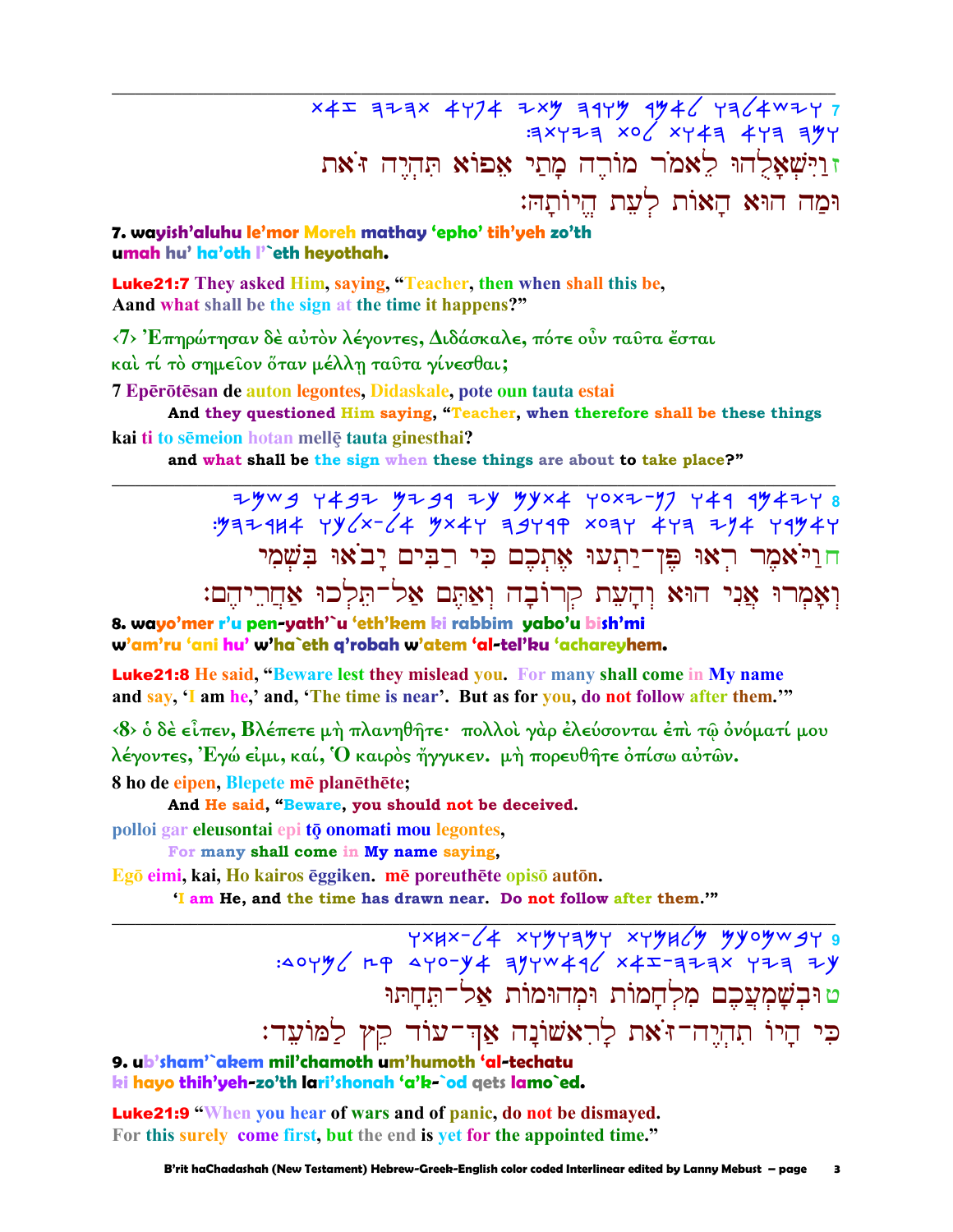ז וַיִּשְׁאָלֻהוּ לֵאמֹר מוֹרֶה מָתַי אֵפוֹא תִּהְיֶה זֹּאת וּמַה הוּא הָאוֹת לְעֵת הֱיוֹתָהּ׃

**7. wayish'aluhu le'mor Moreh mathay 'epho' tih'yeh zo'th umah hu' ha'oth l'`eth heyothah.**

**Luke21:7** They asked Him, saying, "Teacher, then when shall this be, Aand what shall be the sign at the time it happens?"

‹7› Ἐπηρώτησαν δὲ αὐτὸν λέγοντες, Διδάσκαλε, πότε οὖν ταῦτα ἔσται καὶ τί τὸ σημεῖον ὅταν μέλλῃ ταῦτα γίνεσθαι;

**7 Epērōtēsan de auton legontes, Didaskale, pote oun tauta estai**

**And they questioned Him saying, "Teacher, when therefore shall be these things**

**kai ti to sēmeion hotan mellę tauta ginesthai?**

**and what shall be the sign when these things are about to take place?"**

---

ח וַיֹּאמֶר רְאוּ פֶּן־יַתְעוּ אֶתְכֶם כִּי רַבִּים יָבֹאוּ בִּשְׁמִי וְאָמְרוּ אֲנִי הוּא וְהָעֵת קְרוֹבָה וְאַתֶּם אַל־תֵּלְכוּ אַחֲרֵיהֶם׃

**8. wayo'mer r'u pen-yath'`u 'eth'kem ki rabbim yabo'u bish'mi w'am'ru 'ani hu' w'ha`eth q'robah w'atem 'al-tel'ku 'achareyhem.**

**Luke21:8** He said, "Beware lest they mislead you. For many shall come in My name and say, 'I am he,' and, 'The time is near'. But as for you, do not follow after them.'"

‹8› ὁ δὲ εἶπεν, Βλέπετε μὴ πλανηθῆτε· πολλοὶ γὰρ ἐλεύσονται ἐπὶ τῷ ὀνόματί μου λέγοντες, Ἐγώ εἰμι, καί, Ὁ καιρὸς ἤγγικεν. μὴ πορευθῆτε ὀπίσω αὐτῶν.

**8 ho de eipen, Blepete mē planēthēte;**

**And He said, "Beware, you should not be deceived.**

**polloi gar eleusontai epi tō onomati mou legontes,**

**For many shall come in My name saying,**

**Egō eimi, kai, Ho kairos ēggiken. mē poreuthēte opisō autōn.**

**'I am He, and the time has drawn near. Do not follow after them.'"**

---

ט וּבְשָׁמְעֲכֶם מִלְחָמוֹת וּמְהוּמוֹת אַל־תֵּחָתּוּ כִּי הָיוֹ תִהְיֶה־זֹּאת לָרִאשׁוֹנָה אַךְ־עוֹד קֵץ לַמּוֹעֵד׃

**9. ub'sham'`akem mil'chamoth um'humoth 'al-techatu ki hayo thih'yeh-zo'th lari'shonah 'a'k-`od qets lamo`ed.**

**Luke21:9** "When you hear of wars and of panic, do not be dismayed. For this surely come first, but the end is yet for the appointed time."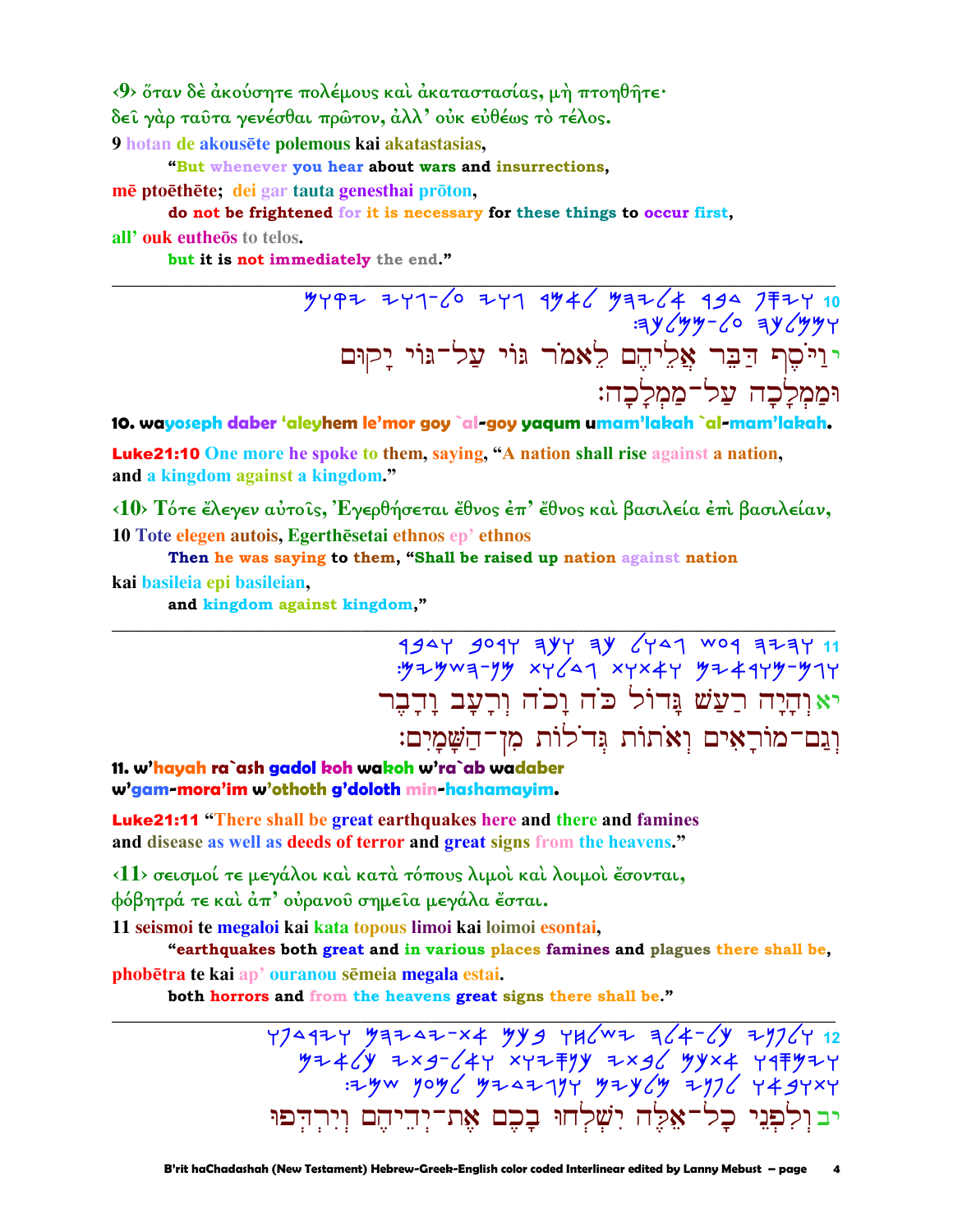‹9› ὅταν δὲ ἀκούσητε πολέμους καὶ ἀκαταστασίας, μὴ πτοηθῆτε·
δεῖ γὰρ ταῦτα γενέσθαι πρῶτον, ἀλλ’ οὐκ εὐθέως τὸ τέλος.

9 hotan de akousēte polemous kai akatastasias,

"But whenever you hear about wars and insurrections,

mē ptoēthēte; dei gar tauta genesthai prōton,

do not be frightened for it is necessary for these things to occur first,

all’ ouk eutheōs to telos.

but it is not immediately the end."

---

10 ויסף דבר אליהם לאמר גוי על-גוי יקום ומלכה על-ממלכה:

י וַיֹּסֶף דַּבֵּר אֲלֵיהֶם לֵאמֹר גּוֹי עַל־גּוֹי יָקוּם וּמַמְלָכָה עַל־מַמְלָכָה׃

**10. wayoseph daber ‘aleyhem le’mor goy `al-goy yaqum umam’lakah `al-mam’lakah.**

Luke21:10 One more he spoke to them, saying, "A nation shall rise against a nation, and a kingdom against a kingdom."

‹10› Τότε ἔλεγεν αὐτοῖς, Ἐγερθήσεται ἔθνος ἐπ’ ἔθνος καὶ βασιλεία ἐπὶ βασιλείαν,

10 Tote elegen autois, Egerthēsetai ethnos ep’ ethnos

Then he was saying to them, "Shall be raised up nation against nation

kai basileia epi basileian,

and kingdom against kingdom,"

---

11 והיה רעש גדול כה וכה ורעב ודבר וגם-מוראים ואתות גדלות מן-השמים:

יא וְהָיָה רַעַשׁ גָּדוֹל כֹּה וָכֹה וְרָעָב וָדֶבֶר וְגַם־מוֹרָאִים וְאֹתוֹת גְּדֹלוֹת מִן־הַשָּׁמָיִם׃

**11. w’hayah ra`ash gadol koh wakoh w’ra`ab wadaber w’gam-mora’im w’othoth g’doloth min-hashamayim.**

Luke21:11 "There shall be great earthquakes here and there and famines and disease as well as deeds of terror and great signs from the heavens."

‹11› σεισμοί τε μεγάλοι καὶ κατὰ τόπους λιμοὶ καὶ λοιμοὶ ἔσονται,
φόβητρά τε καὶ ἀπ’ οὐρανοῦ σημεῖα μεγάλα ἔσται.

11 seismoi te megaloi kai kata topous limoi kai loimoi esontai,

"earthquakes both great and in various places famines and plagues there shall be,

phobētra te kai ap’ ouranou sēmeia megala estai.

both horrors and from the heavens great signs there shall be."

---

12 ולפני כל-אלה ישלחו בכם את-ידיהם וירדפו ומסרו אתכם לבתי כנסיות ולבתי כלאים ותובאו לפני מלכים ומושלים למען שמי:

יב וְלִפְנֵי כָל־אֵלֶּה יִשְׁלְחוּ בָכֶם אֶת־יְדֵיהֶם וְיִרְדְּפוּ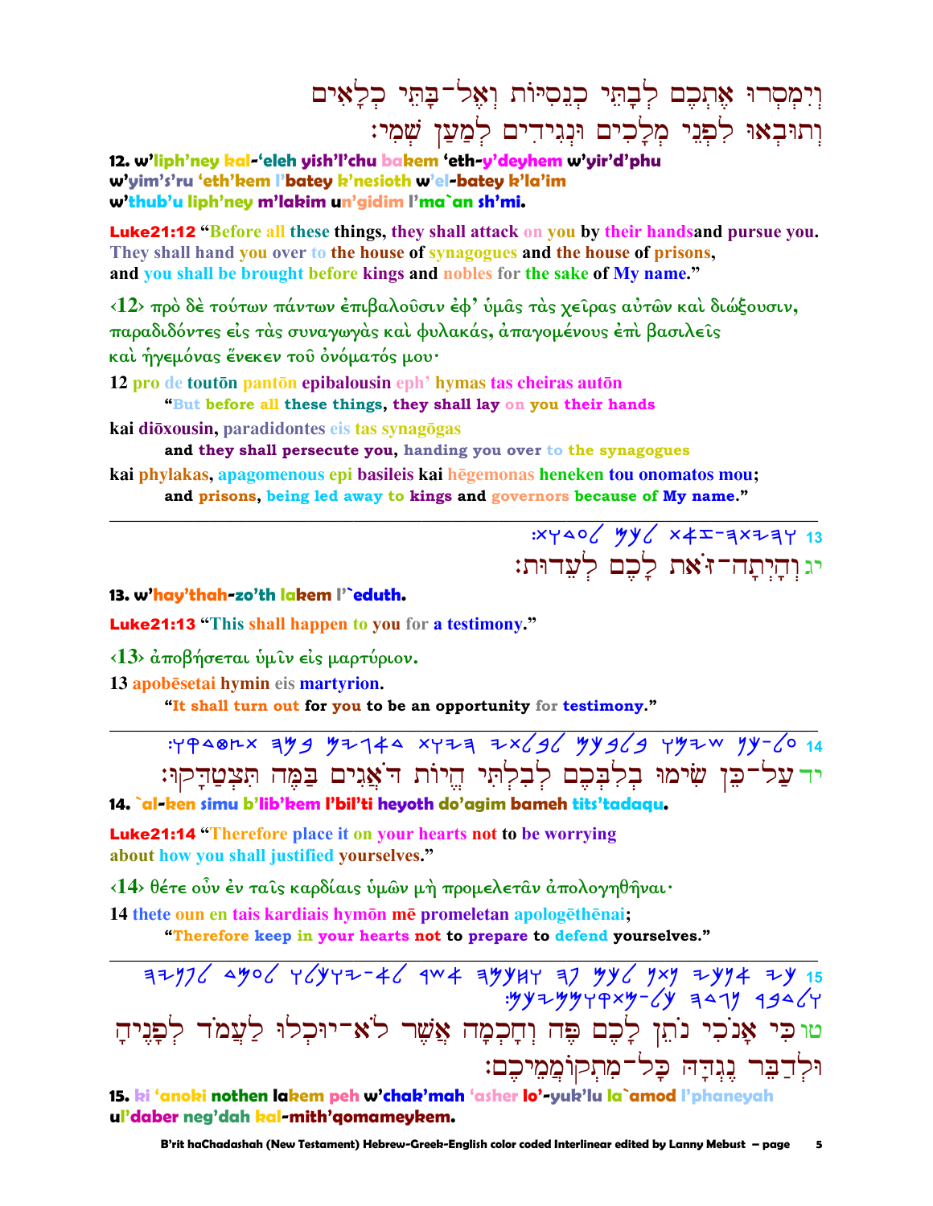וְיִמְסְרוּ אֶתְכֶם לְבָתֵּי כְנֵסִיּוֹת וְאֶל־בָּתֵּי כְלָאִים
וְתוּבְאוּ לִפְנֵי מְלָכִים וּנְגִידִים לְמַעַן שְׁמִי׃

**12. w'liph'ney kal-'eleh yish'l'chu bakem 'eth-y'deyhem w'yir'd'phu w'yim's'ru 'eth'kem l'batey k'nesioth w'el-batey k'la'im w'thub'u liph'ney m'lakim un'gidim l'ma`an sh'mi.**

**Luke21:12** "Before all these things, they shall attack on you by their handsand and pursue you. They shall hand you over to the house of synagogues and the house of prisons, and you shall be brought before kings and nobles for the sake of My name."

‹12› πρὸ δὲ τούτων πάντων ἐπιβαλοῦσιν ἐφ' ὑμᾶς τὰς χεῖρας αὐτῶν καὶ διώξουσιν, παραδιδόντες εἰς τὰς συναγωγὰς καὶ φυλακάς, ἀπαγομένους ἐπὶ βασιλεῖς καὶ ἡγεμόνας ἕνεκεν τοῦ ὀνόματός μου·

12 pro de toutōn pantōn epibalousin eph' hymas tas cheiras autōn
**"But before all these things, they shall lay on you their hands**

kai diōxousin, paradidontes eis tas synagōgas
**and they shall persecute you, handing you over to the synagogues**

kai phylakas, apagomenous epi basileis kai hēgemonas heneken tou onomatos mou;
**and prisons, being led away to kings and governors because of My name."**

---

:xy∆o6 yy6 x4z-ጓxzጓy 13

יג וְהָיְתָה־זֹּאת לָכֶם לְעֵדוּת׃

**13. w'hay'thah-zo'th lakem l'`eduth.**

**Luke21:13** "This shall happen to you for a testimony."

‹13› ἀποβήσεται ὑμῖν εἰς μαρτύριον.

13 apobēsetai hymin eis martyrion.
**"It shall turn out for you to be an opportunity for testimony."**

---

יד עַל־כֵּן שִׂימוּ בִלְבַבְכֶם לְבִלְתִּי הֱיוֹת דֹּאֲגִים בַּמֶּה תִּצְטַדָּקוּ׃

**14. `al-ken simu b'lib'kem l'bil'ti heyoth do'agim bameh tits'tadaqu.**

**Luke21:14** "Therefore place it on your hearts not to be worrying about how you shall justified yourselves."

‹14› θέτε οὖν ἐν ταῖς καρδίαις ὑμῶν μὴ προμελετᾶν ἀπολογηθῆναι·

14 thete oun en tais kardiais hymōn mē promeletan apologēthēnai;
**"Therefore keep in your hearts not to prepare to defend yourselves."**

---

טו כִּי אָנֹכִי נֹתֵן לָכֶם פֶּה וְחָכְמָה אֲשֶׁר לֹא־יוּכְלוּ לַעֲמֹד לְפָנֶיהָ
וּלְדַבֵּר נֶגְדָּהּ כָּל־מִתְקוֹמְמֵיכֶם׃

**15. ki 'anoki nothen lakem peh w'chak'mah 'asher lo'-yuk'lu la`amod l'phaneyah ul'daber neg'dah kal-mith'qomameykem.**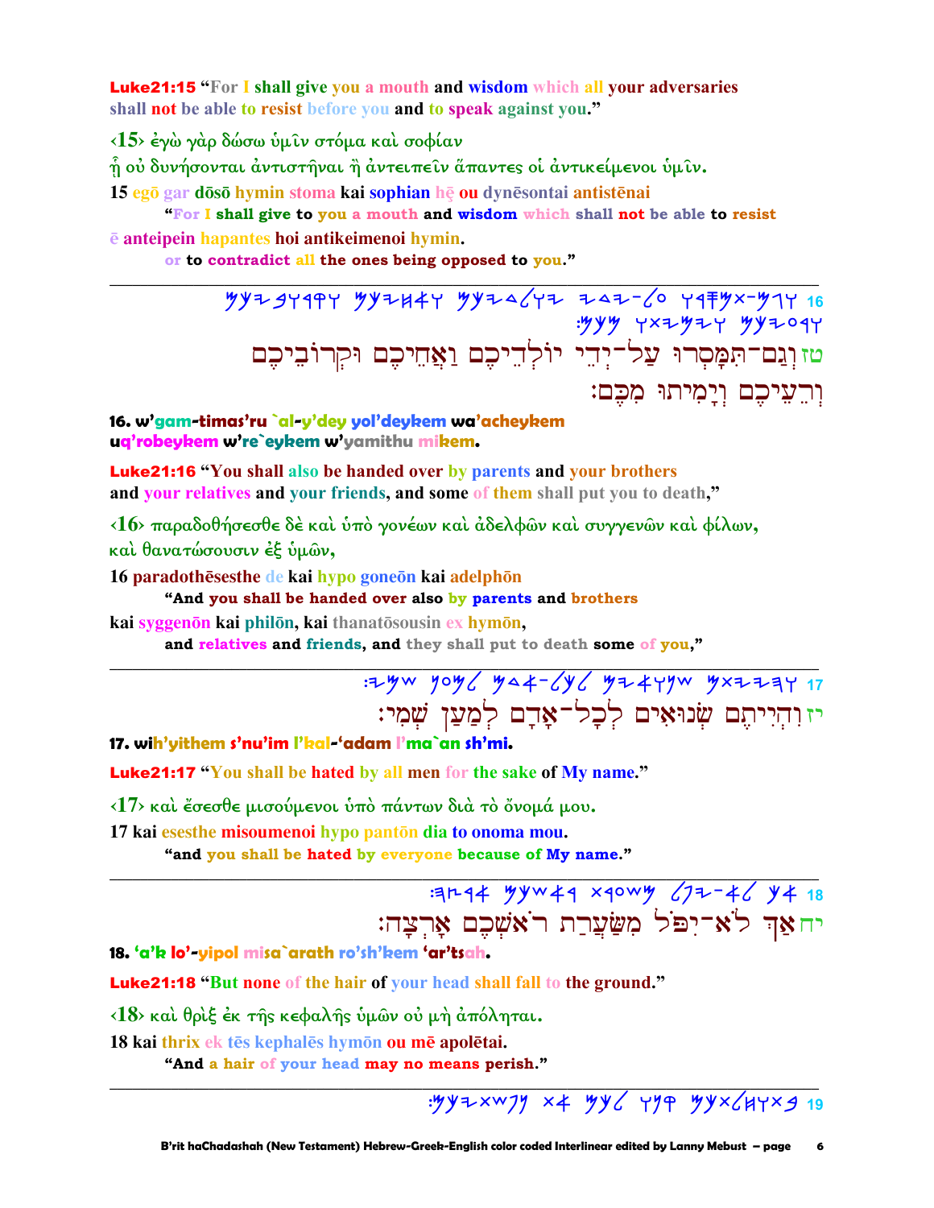**Luke21:15** "For I shall give you a mouth and wisdom which all your adversaries shall not be able to resist before you and to speak against you."

‹15› ἐγὼ γὰρ δώσω ὑμῖν στόμα καὶ σοφίαν
ᾗ οὐ δυνήσονται ἀντιστῆναι ἢ ἀντειπεῖν ἅπαντες οἱ ἀντικείμενοι ὑμῖν.

15 egō gar dōsō hymin stoma kai sophian hē ou dynēsontai antistēnai
"For I shall give to you a mouth and wisdom which shall not be able to resist
ē anteipein hapantes hoi antikeimenoi hymin.
or to contradict all the ones being opposed to you."

---

16 ממכם וימיתו ורעיכם וקרוביכם ואחיכם יולדיכם ידי-על ותמסרו-וגם

טז וְגַם־תִּמָּסְרוּ עַל־יְדֵי יוֹלְדֵיכֶם וַאֲחֵיכֶם וּקְרוֹבֵיכֶם וְרֵעֵיכֶם וְיָמִיתוּ מִכֶּם׃

**16. w'gam-timas'ru `al-y'dey yol'deykem wa'acheykem uq'robeykem w're`eykem w'yamithu mikem.**

**Luke21:16** "You shall also be handed over by parents and your brothers and your relatives and your friends, and some of them shall put you to death,"

‹16› παραδοθήσεσθε δὲ καὶ ὑπὸ γονέων καὶ ἀδελφῶν καὶ συγγενῶν καὶ φίλων, καὶ θανατώσουσιν ἐξ ὑμῶν,

16 paradothēsesthe de kai hypo goneōn kai adelphōn
"And you shall be handed over also by parents and brothers
kai syggenōn kai philōn, kai thanatōsousin ex hymōn,
and relatives and friends, and they shall put to death some of you,"

---

17 שמי למען אדם-לכל שנואים והייתם

יז וִהְיִיתֶם שְׂנוּאִים לְכָל־אָדָם לְמַעַן שְׁמִי׃

**17. wih'yithem s'nu'im l'kal-'adam l'ma`an sh'mi.**

**Luke21:17** "You shall be hated by all men for the sake of My name."

‹17› καὶ ἔσεσθε μισούμενοι ὑπὸ πάντων διὰ τὸ ὄνομά μου.

17 kai esesthe misoumenoi hypo pantōn dia to onoma mou.
"and you shall be hated by everyone because of My name."

---

18 ארצה ראשכם משערת יפל-לא אך

יח אַךְ לֹא־יִפֹּל מִשַּׂעֲרַת רֹאשְׁכֶם אָרְצָה׃

**18. 'a'k lo'-yipol misa`arath ro'sh'kem 'ar'tsah.**

**Luke21:18** "But none of the hair of your head shall fall to the ground."

‹18› καὶ θρὶξ ἐκ τῆς κεφαλῆς ὑμῶν οὐ μὴ ἀπόληται.

18 kai thrix ek tēs kephalēs hymōn ou mē apolētai.
"And a hair of your head may no means perish."

---

19 נפשתיכם את קנו בסבלנותכם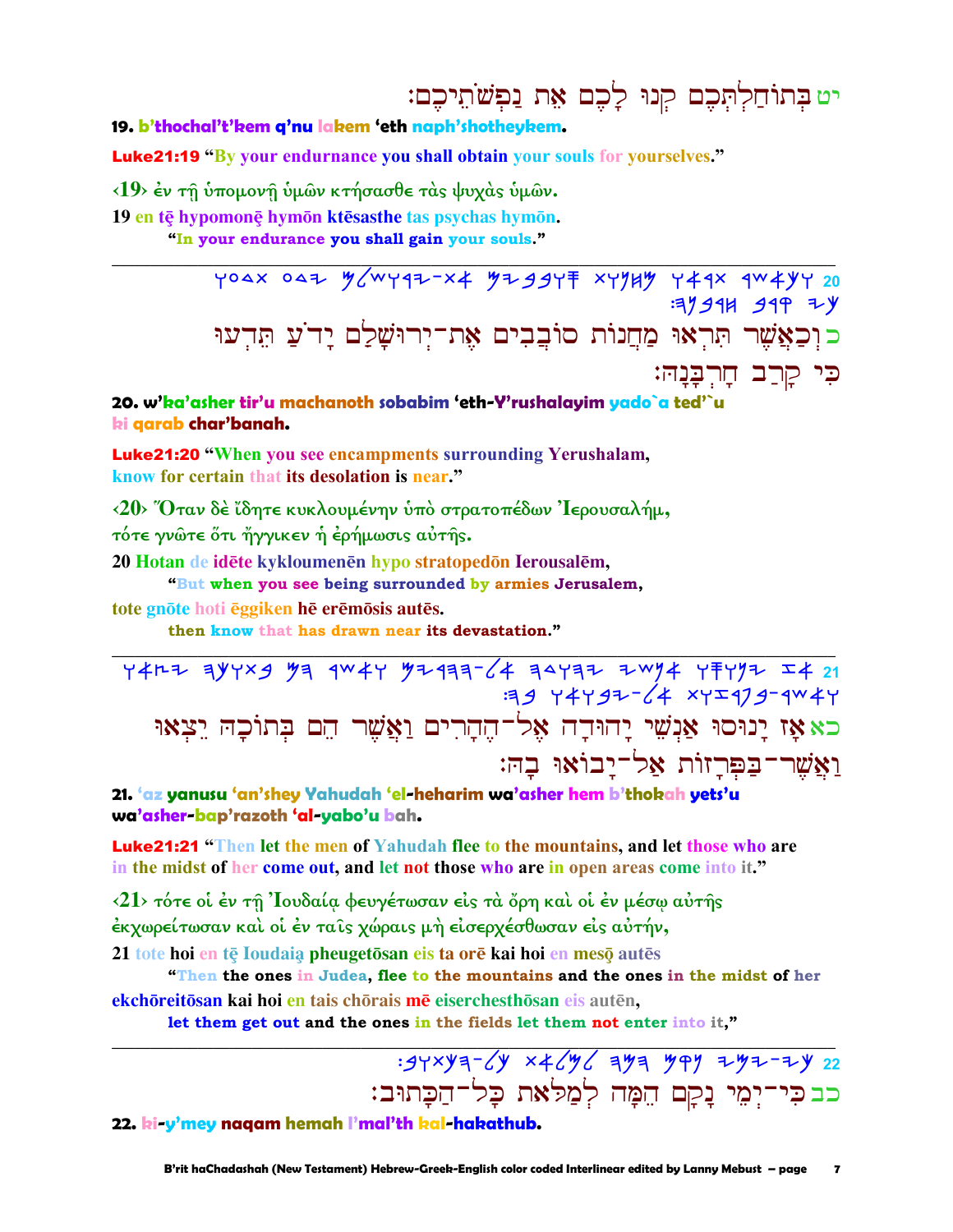יט בְּתוֹחַלְתְּכֶם קְנוּ לָכֶם אֵת נַפְשֹׁתֵיכֶם׃

**19. b'thochal't'kem q'nu lakem 'eth naph'shotheykem.**

**Luke21:19** "By your endurance you shall obtain your souls for yourselves."

‹19› ἐν τῇ ὑπομονῇ ὑμῶν κτήσασθε τὰς ψυχὰς ὑμῶν.

**19 en tē hypomonē hymōn ktēsasthe tas psychas hymōn.**

**"In your endurance you shall gain your souls."**

---

כ וְכַאֲשֶׁר תִּרְאוּ מַחֲנוֹת סוֹבְבִים אֶת־יְרוּשָׁלַםִ יָדֹעַ תֵּדְעוּ כִּי קָרַב חָרְבָּנָהּ׃

**20. w'ka'asher tir'u machanoth sobabim 'eth-Y'rushalayim yado`a ted'`u ki qarab char'banah.**

**Luke21:20** "When you see encampments surrounding Yerushalam, know for certain that its desolation is near."

‹20› Ὅταν δὲ ἴδητε κυκλουμένην ὑπὸ στρατοπέδων Ἰερουσαλήμ, τότε γνῶτε ὅτι ἤγγικεν ἡ ἐρήμωσις αὐτῆς.

**20 Hotan de idēte kykloumenēn hypo stratopedōn Ierousalēm,**

**"But when you see being surrounded by armies Jerusalem,**

**tote gnōte hoti ēggiken hē erēmōsis autēs.**

**then know that has drawn near its devastation."**

---

כא אָז יָנוּסוּ אַנְשֵׁי יָהוּדָה אֶל־הֶהָרִים וַאֲשֶׁר הֵם בְּתוֹכָהּ יֵצְאוּ וַאֲשֶׁר־בַּפְּרָזוֹת אַל־יָבוֹאוּ בָהּ׃

**21. 'az yanusu 'an'shey Yahudah 'el-heharim wa'asher hem b'thokah yets'u wa'asher-bap'razoth 'al-yabo'u bah.**

**Luke21:21** "Then let the men of Yahudah flee to the mountains, and let those who are in the midst of her come out, and let not those who are in open areas come into it."

‹21› τότε οἱ ἐν τῇ Ἰουδαίᾳ φευγέτωσαν εἰς τὰ ὄρη καὶ οἱ ἐν μέσῳ αὐτῆς ἐκχωρείτωσαν καὶ οἱ ἐν ταῖς χώραις μὴ εἰσερχέσθωσαν εἰς αὐτήν,

**21 tote hoi en tē Ioudaią pheugetōsan eis ta orē kai hoi en mesǭ autēs**

**"Then the ones in Judea, flee to the mountains and the ones in the midst of her**

**ekchōreitōsan kai hoi en tais chōrais mē eiserchesthōsan eis autēn,**

**let them get out and the ones in the fields let them not enter into it,"**

---

כב כִּי־יְמֵי נָקָם הֵמָּה לְמַלֹּאת כָּל־הַכָּתוּב׃

**22. ki-y'mey naqam hemah l'mal'th kal-hakathub.**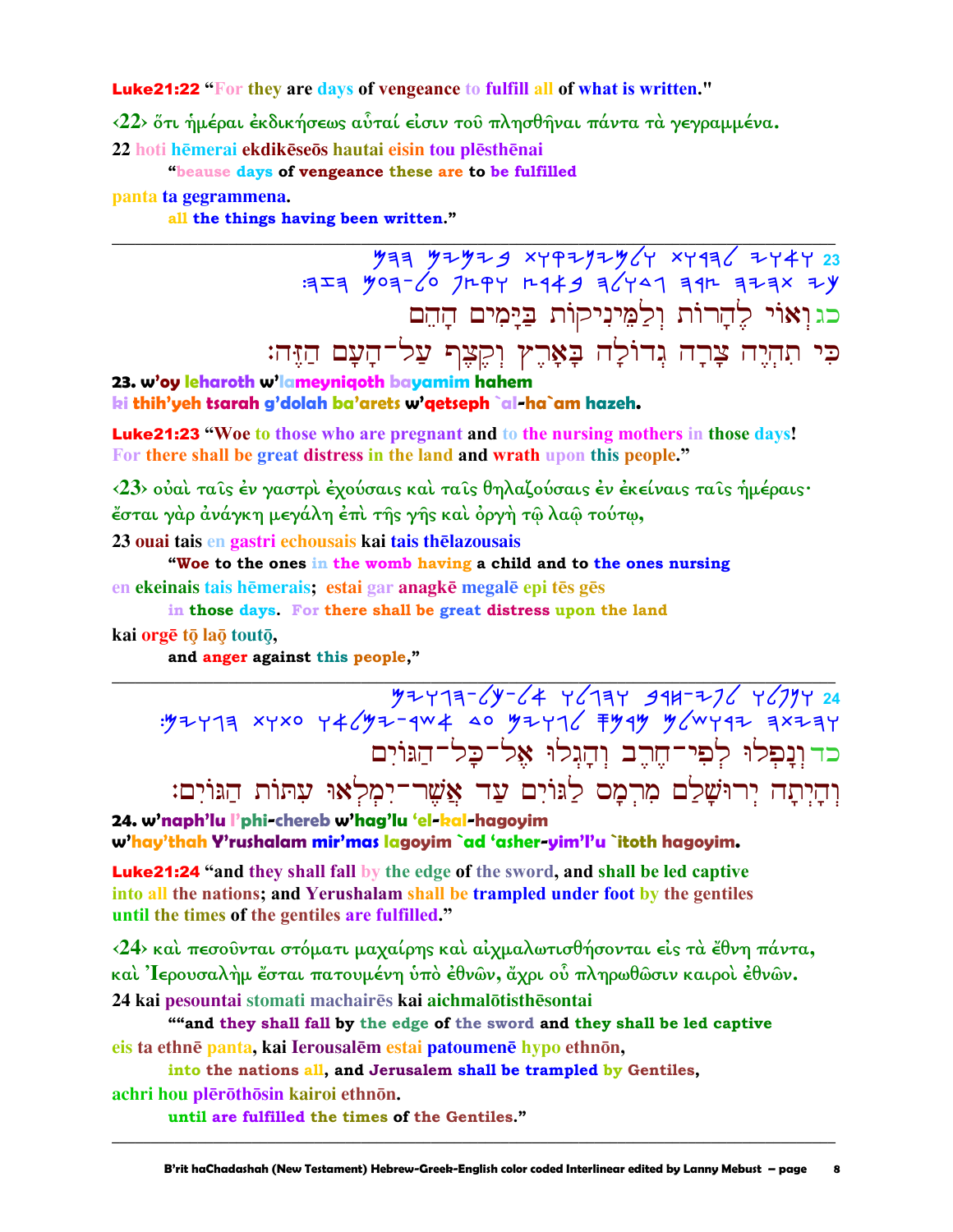**Luke21:22** "For they are days of vengeance to fulfill all of what is written."

‹22› ὅτι ἡμέραι ἐκδικήσεως αὗταί εἰσιν τοῦ πλησθῆναι πάντα τὰ γεγραμμένα.

22 hoti hēmerai ekdikēseōs hautai eisin tou plēsthēnai
 "beause days of vengeance these are to be fulfilled

panta ta gegrammena.
 all the things having been written."

---

כג וְאוֹי לֶהָרוֹת וְלַמֵּינִיקוֹת בַּיָּמִים הָהֵם
כִּי תִהְיֶה צָרָה גְדוֹלָה בָּאָרֶץ וְקֶצֶף עַל־הָעָם הַזֶּה׃

**23. w'oy leharoth w'lameyniqoth bayamim hahem**
**ki thih'yeh tsarah g'dolah ba'arets w'qetseph `al-ha`am hazeh.**

**Luke21:23** "Woe to those who are pregnant and to the nursing mothers in those days! For there shall be great distress in the land and wrath upon this people."

‹23› οὐαὶ ταῖς ἐν γαστρὶ ἐχούσαις καὶ ταῖς θηλαζούσαις ἐν ἐκείναις ταῖς ἡμέραις· ἔσται γὰρ ἀνάγκη μεγάλη ἐπὶ τῆς γῆς καὶ ὀργὴ τῷ λαῷ τούτῳ,

23 ouai tais en gastri echousais kai tais thēlazousais
 "Woe to the ones in the womb having a child and to the ones nursing

en ekeinais tais hēmerais; estai gar anagkē megalē epi tēs gēs
 in those days. For there shall be great distress upon the land

kai orgē tō laō toutō,
 and anger against this people,"

---

כד וְנָפְלוּ לְפִי־חֶרֶב וְהָגְלוּ אֶל־כָּל־הַגּוֹיִם
וְהָיְתָה יְרוּשָׁלַם מִרְמָס לַגּוֹיִם עַד אֲשֶׁר־יִמָּלְאוּ עִתּוֹת הַגּוֹיִם׃

**24. w'naph'lu l'phi-chereb w'hag'lu 'el-kal-hagoyim**
**w'hay'thah Y'rushalam mir'mas lagoyim `ad 'asher-yim'l'u `itoth hagoyim.**

**Luke21:24** "and they shall fall by the edge of the sword, and shall be led captive into all the nations; and Yerushalam shall be trampled under foot by the gentiles until the times of the gentiles are fulfilled."

‹24› καὶ πεσοῦνται στόματι μαχαίρης καὶ αἰχμαλωτισθήσονται εἰς τὰ ἔθνη πάντα, καὶ Ἰερουσαλὴμ ἔσται πατουμένη ὑπὸ ἐθνῶν, ἄχρι οὗ πληρωθῶσιν καιροὶ ἐθνῶν.

24 kai pesountai stomati machairēs kai aichmalōtisthēsontai
 ""and they shall fall by the edge of the sword and they shall be led captive

eis ta ethnē panta, kai Ierousalēm estai patoumenē hypo ethnōn,
 into the nations all, and Jerusalem shall be trampled by Gentiles,

achri hou plērōthōsin kairoi ethnōn.
 until are fulfilled the times of the Gentiles."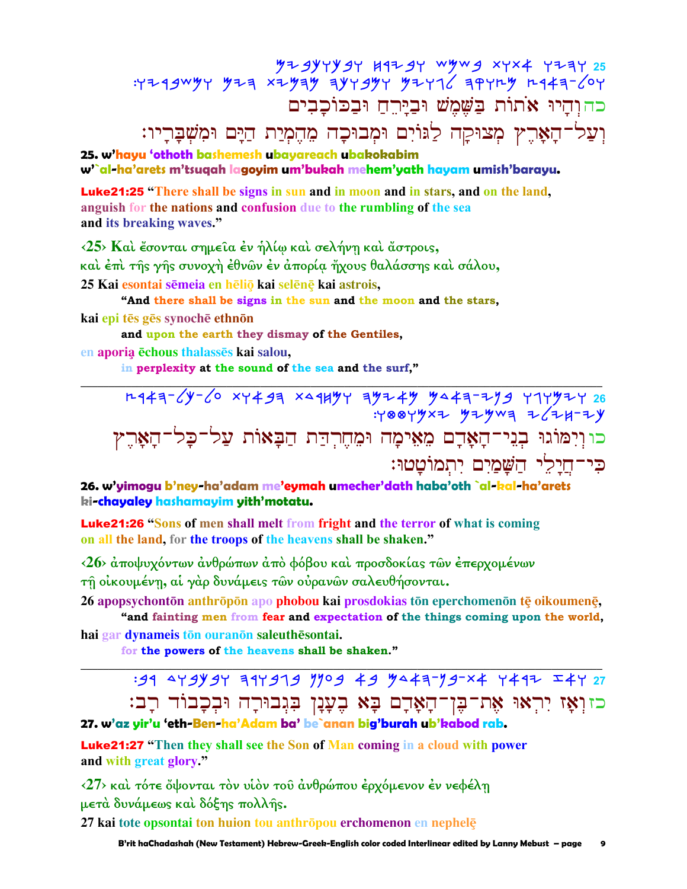25 וְהָיוּ אֹתוֹת בַּשֶּׁמֶשׁ וּבַיָּרֵחַ וּבַכּוֹכָבִים וְעַל־הָאָרֶץ מְצוּקָה לַגּוֹיִם וּמְבוּכָה מֵהֶמְיַת הַיָּם וּמִשְׁבָּרָיו׃

כה וְהָיוּ אֹתוֹת בַּשֶּׁמֶשׁ וּבַיָּרֵחַ וּבַכּוֹכָבִים

וְעַל־הָאָרֶץ מְצוּקָה לַגּוֹיִם וּמְבוּכָה מֵהֶמְיַת הַיָּם וּמִשְׁבָּרָיו׃

**25. w'hayu 'othoth bashemesh ubayareach ubakokabim**
**w'`al-ha'arets m'tsuqah lagoyim um'bukah mehem'yath hayam umish'barayu.**

**Luke21:25** "There shall be signs in sun and in moon and in stars, and on the land, anguish for the nations and confusion due to the rumbling of the sea and its breaking waves."

‹25› Καὶ ἔσονται σημεῖα ἐν ἡλίῳ καὶ σελήνῃ καὶ ἄστροις,
καὶ ἐπὶ τῆς γῆς συνοχὴ ἐθνῶν ἐν ἀπορίᾳ ἤχους θαλάσσης καὶ σάλου,

25 Kai esontai sēmeia en hēliō kai selēnē kai astrois,
"And there shall be signs in the sun and the moon and the stars,
kai epi tēs gēs synochē ethnōn
and upon the earth they dismay of the Gentiles,
en aporia ēchous thalassēs kai salou,
in perplexity at the sound of the sea and the surf,"

---

26 וְיִמּוֹגוּ בְּנֵי־הָאָדָם מֵאֵימָה וּמֵחֶרְדַּת הַבָּאוֹת עַל־כָּל־הָאָרֶץ כִּי־חֲיָלֵי הַשָּׁמַיִם יִתְמוֹטָטוּ׃

כו וְיִמּוֹגוּ בְּנֵי־הָאָדָם מֵאֵימָה וּמֵחֶרְדַּת הַבָּאוֹת עַל־כָּל־הָאָרֶץ

כִּי־חֲיָלֵי הַשָּׁמַיִם יִתְמוֹטָטוּ׃

**26. w'yimogu b'ney-ha'adam me'eymah umecher'dath haba'oth `al-kal-ha'arets ki-chayaley hashamayim yith'motatu.**

**Luke21:26** "Sons of men shall melt from fright and the terror of what is coming on all the land, for the troops of the heavens shall be shaken."

‹26› ἀποψυχόντων ἀνθρώπων ἀπὸ φόβου καὶ προσδοκίας τῶν ἐπερχομένων
τῇ οἰκουμένῃ, αἱ γὰρ δυνάμεις τῶν οὐρανῶν σαλευθήσονται.

26 apopsychontōn anthrōpōn apo phobou kai prosdokias tōn eperchomenōn tē oikoumenē,
"and fainting men from fear and expectation of the things coming upon the world,
hai gar dynameis tōn ouranōn saleuthēsontai.
for the powers of the heavens shall be shaken."

---

27 וְאָז יִרְאוּ אֶת־בֶּן־הָאָדָם בָּא בֶעָנָן בִּגְבוּרָה וּבְכָבוֹד רָב׃

כז וְאָז יִרְאוּ אֶת־בֶּן־הָאָדָם בָּא בֶעָנָן בִּגְבוּרָה וּבְכָבוֹד רָב׃

**27. w'az yir'u 'eth-Ben-ha'Adam ba' be`anan big'burah ub'kabod rab.**

**Luke21:27** "Then they shall see the Son of Man coming in a cloud with power and with great glory."

‹27› καὶ τότε ὄψονται τὸν υἱὸν τοῦ ἀνθρώπου ἐρχόμενον ἐν νεφέλῃ
μετὰ δυνάμεως καὶ δόξης πολλῆς.

27 kai tote opsontai ton huion tou anthrōpou erchomenon en nephelē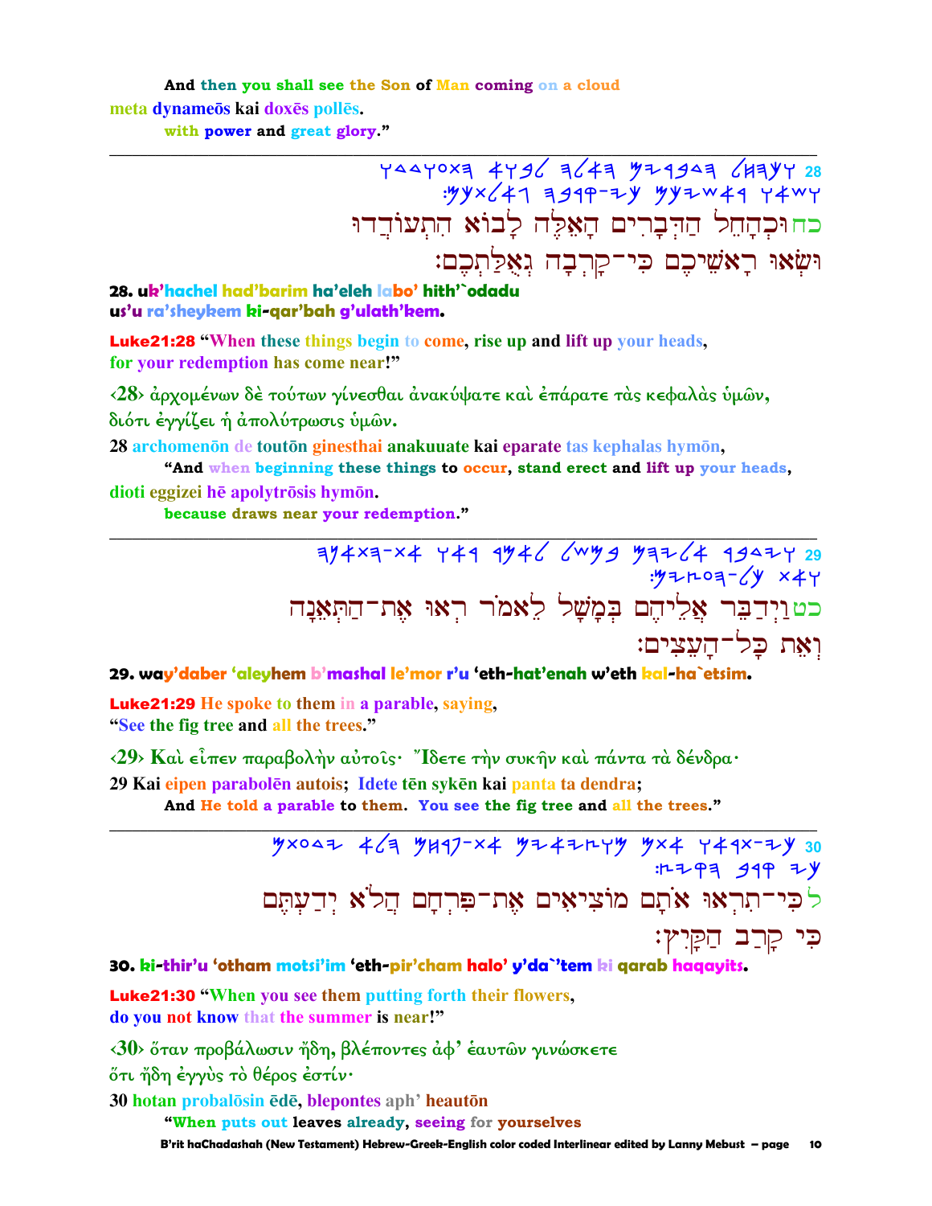And then you shall see the Son of Man coming on a cloud

meta dynameōs kai doxēs pollēs.

with power and great glory."

---

28 ...

כחוּכְהָחֵל הַדְּבָרִים הָאֵלֶּה לָבוֹא הִתְעוֹדְדוּ
וּשְׂאוּ רָאשֵׁיכֶם כִּי־קָרְבָה גְּאֻלַּתְכֶם׃

**28. uk'hachel had'barim ha'eleh labo' hith'`odadu us'u ra'sheykem ki-qar'bah g'ulath'kem.**

**Luke21:28 "When these things begin to come, rise up and lift up your heads, for your redemption has come near!"**

‹28› ἀρχομένων δὲ τούτων γίνεσθαι ἀνακύψατε καὶ ἐπάρατε τὰς κεφαλὰς ὑμῶν, διότι ἐγγίζει ἡ ἀπολύτρωσις ὑμῶν.

28 archomenōn de toutōn ginesthai anakuuate kai eparate tas kephalas hymōn,

"And when beginning these things to occur, stand erect and lift up your heads,

dioti eggizei hē apolytrōsis hymōn.

because draws near your redemption."

---

29 ...

כטוַיְדַבֵּר אֲלֵיהֶם בְּמָשָׁל לֵאמֹר רְאוּ אֶת־הַתְּאֵנָה
וְאֵת כָּל־הָעֵצִים׃

**29. way'daber 'aleyhem b'mashal le'mor r'u 'eth-hat'enah w'eth kal-ha`etsim.**

**Luke21:29 He spoke to them in a parable, saying, "See the fig tree and all the trees."**

‹29› Καὶ εἶπεν παραβολὴν αὐτοῖς· Ἴδετε τὴν συκῆν καὶ πάντα τὰ δένδρα·

29 Kai eipen parabolēn autois; Idete tēn sykēn kai panta ta dendra;

And He told a parable to them. You see the fig tree and all the trees."

---

30 ...

לכִּי־תִרְאוּ אֹתָם מוֹצִיאִים אֶת־פִּרְחָם הֲלֹא יְדַעְתֶּם
כִּי קָרַב הַקָּיִץ׃

**30. ki-thir'u 'otham motsi'im 'eth-pir'cham halo' y'da`'tem ki qarab haqayits.**

**Luke21:30 "When you see them putting forth their flowers, do you not know that the summer is near!"**

‹30› ὅταν προβάλωσιν ἤδη, βλέποντες ἀφ' ἑαυτῶν γινώσκετε ὅτι ἤδη ἐγγὺς τὸ θέρος ἐστίν·

30 hotan probalōsin ēdē, blepontes aph' heautōn

"When puts out leaves already, seeing for yourselves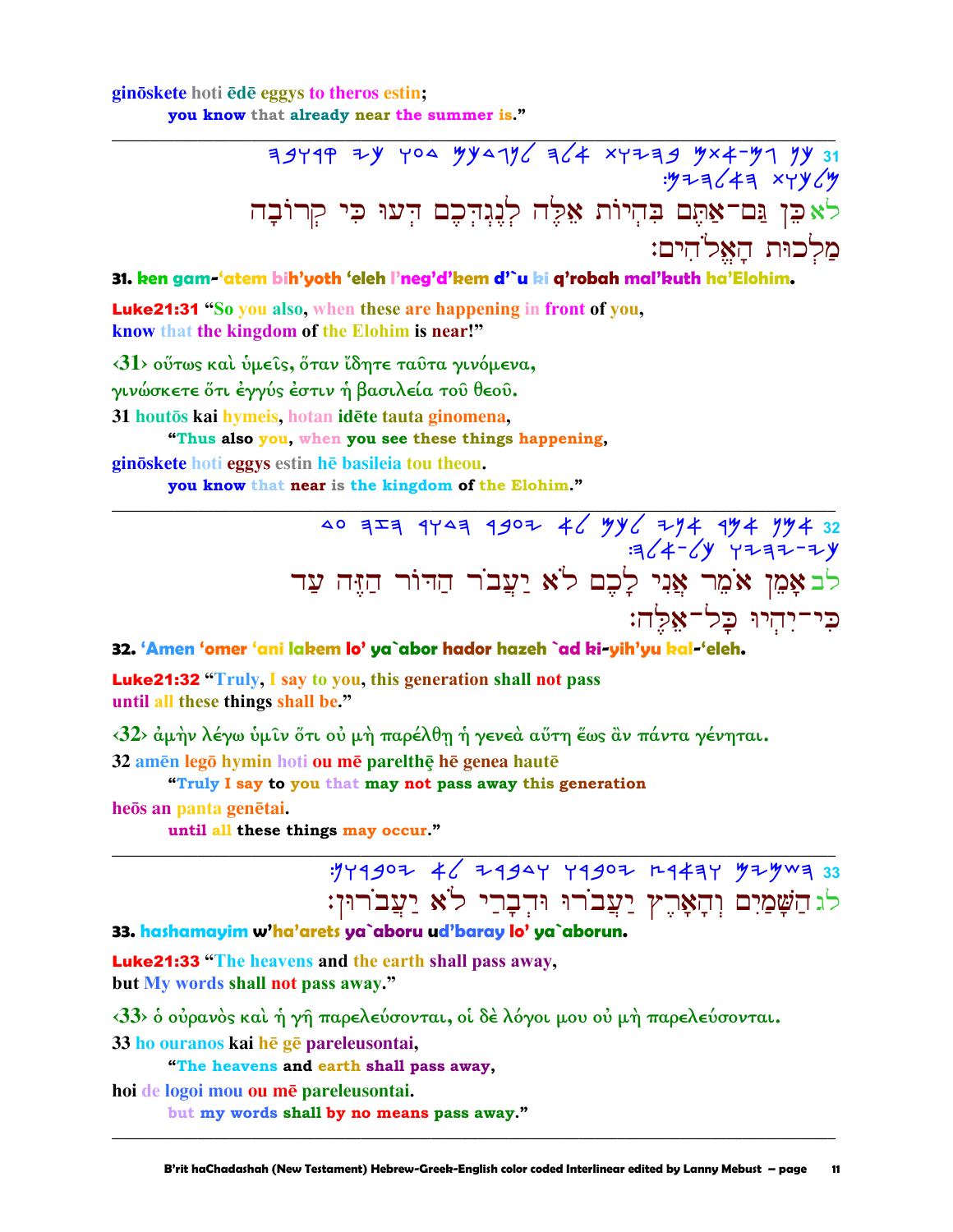ginōskete hoti ēdē eggys to theros estin;
you know that already near the summer is."

---

31 כן גם-אתם בהיות אלה לנגדכם דעו כי קרובה מלכות האלהים:

לא כֵּן גַּם־אַתֶּם בִּהְיוֹת אֵלֶּה לְנֶגְדְּכֶם דְּעוּ כִּי קְרוֹבָה מַלְכוּת הָאֱלֹהִים:

**31. ken gam-'atem bih'yoth 'eleh l'neg'd'kem d'`u ki q'robah mal'kuth ha'Elohim.**

**Luke21:31** "So you also, when these are happening in front of you, know that the kingdom of the Elohim is near!"

‹31› οὕτως καὶ ὑμεῖς, ὅταν ἴδητε ταῦτα γινόμενα, γινώσκετε ὅτι ἐγγύς ἐστιν ἡ βασιλεία τοῦ θεοῦ.

31 houtōs kai hymeis, hotan idēte tauta ginomena,
"Thus also you, when you see these things happening,

ginōskete hoti eggys estin hē basileia tou theou.
you know that near is the kingdom of the Elohim."

---

32 אמן אמר אני לכם לא יעבר הדור הזה עד כי-יהיו כל-אלה:

לב אָמֵן אֹמֵר אֲנִי לָכֶם לֹא יַעֲבֹר הַדּוֹר הַזֶּה עַד כִּי־יִהְיוּ כָּל־אֵלֶּה:

**32. 'Amen 'omer 'ani lakem lo' ya`abor hador hazeh `ad ki-yih'yu kal-'eleh.**

**Luke21:32** "Truly, I say to you, this generation shall not pass until all these things shall be."

‹32› ἀμὴν λέγω ὑμῖν ὅτι οὐ μὴ παρέλθῃ ἡ γενεὰ αὕτη ἕως ἂν πάντα γένηται.

32 amēn legō hymin hoti ou mē parelthē hē genea hautē
"Truly I say to you that may not pass away this generation

heōs an panta genētai.
until all these things may occur."

---

33 השמים והארץ יעברו ודברי לא יעברון:

לג הַשָּׁמַיִם וְהָאָרֶץ יַעֲבֹרוּ וּדְבָרַי לֹא יַעֲבֹרוּן:

**33. hashamayim w'ha'arets ya`aboru ud'baray lo' ya`aborun.**

**Luke21:33** "The heavens and the earth shall pass away, but My words shall not pass away."

‹33› ὁ οὐρανὸς καὶ ἡ γῆ παρελεύσονται, οἱ δὲ λόγοι μου οὐ μὴ παρελεύσονται.

33 ho ouranos kai hē gē pareleusontai,
"The heavens and earth shall pass away,

hoi de logoi mou ou mē pareleusontai.
but my words shall by no means pass away."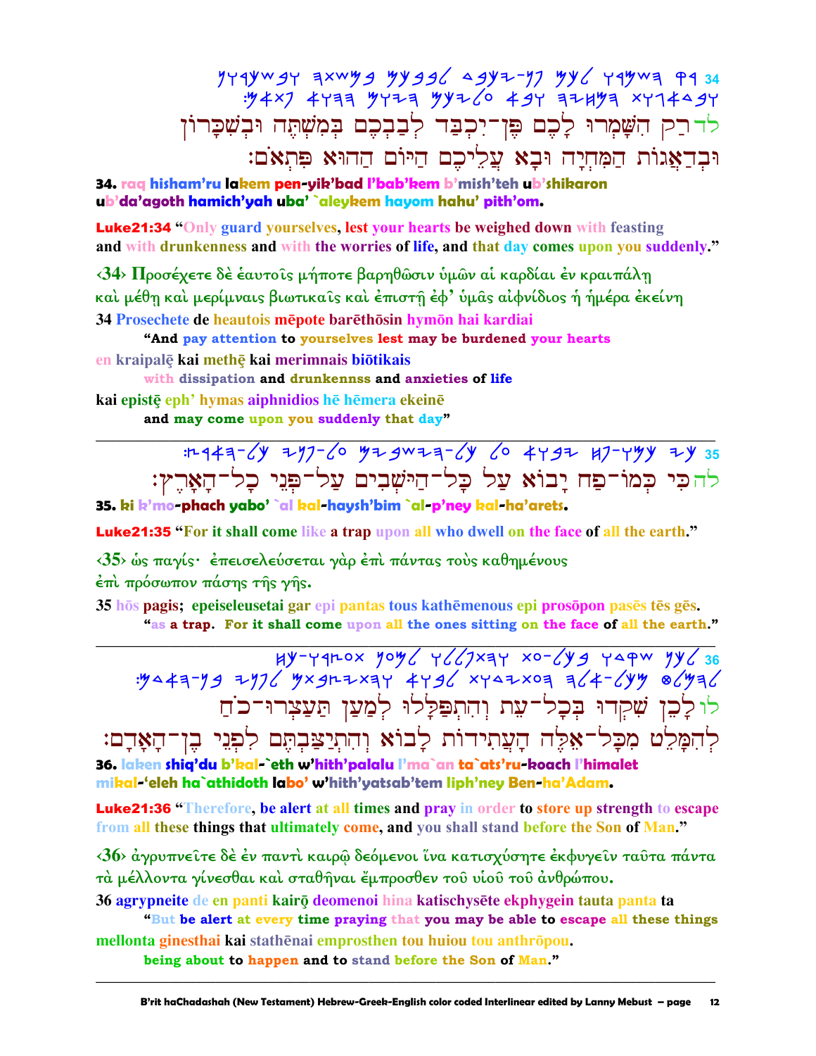לדרַק הִשָּׁמְרוּ לָכֶם פֶּן־יִכְבַּד לְבַבְכֶם בְּמִשְׁתֶּה וּבְשִׁכָּרוֹן וּבְדַאֲגוֹת הַמִּחְיָה וּבָא עֲלֵיכֶם הַיּוֹם הַהוּא פִּתְאֹם׃

**34. raq hisham'ru lakem pen-yik'bad l'bab'kem b'mish'teh ub'shikaron ub'da'agoth hamich'yah uba' `aleykem hayom hahu' pith'om.**

**Luke21:34** "Only guard yourselves, lest your hearts be weighed down with feasting and with drunkenness and with the worries of life, and that day comes upon you suddenly."

‹34› Προσέχετε δὲ ἑαυτοῖς μήποτε βαρηθῶσιν ὑμῶν αἱ καρδίαι ἐν κραιπάλῃ καὶ μέθῃ καὶ μερίμναις βιωτικαῖς καὶ ἐπιστῇ ἐφ' ὑμᾶς αἰφνίδιος ἡ ἡμέρα ἐκείνη

34 Prosechete de heautois mēpote barēthōsin hymōn hai kardiai
**"And pay attention to yourselves lest may be burdened your hearts**
en kraipalē kai methē kai merimnais biōtikais
**with dissipation and drunkennss and anxieties of life**
kai epistē eph' hymas aiphnidios hē hēmera ekeinē
**and may come upon you suddenly that day"**

---

להכִּי כְּמוֹ־פַח יָבוֹא עַל כָּל־הַיֹּשְׁבִים עַל־פְּנֵי כָל־הָאָרֶץ׃

**35. ki k'mo-phach yabo' `al kal-haysh'bim `al-p'ney kal-ha'arets.**

**Luke21:35** "For it shall come like a trap upon all who dwell on the face of all the earth."

‹35› ὡς παγίς· ἐπεισελεύσεται γὰρ ἐπὶ πάντας τοὺς καθημένους ἐπὶ πρόσωπον πάσης τῆς γῆς.

35 hōs pagis; epeiseleusetai gar epi pantas tous kathēmenous epi prosōpon pasēs tēs gēs.
**"as a trap. For it shall come upon all the ones sitting on the face of all the earth."**

---

לולָכֵן שִׁקְדוּ בְּכָל־עֵת וְהִתְפַּלְלוּ לְמַעַן תַּעַצְרוּ־כֹחַ לְהִמָּלֵט מִכָּל־אֵלֶּה הָעֲתִידוֹת לָבוֹא וְהִתְיַצַּבְתֶּם לִפְנֵי בֶן־הָאָדָם׃

**36. laken shiq'du b'kal-`eth w'hith'palalu l'ma`an ta`ats'ru-koach l'himalet mikal-'eleh ha`athidoth labo' w'hith'yatsab'tem liph'ney Ben-ha'Adam.**

**Luke21:36** "Therefore, be alert at all times and pray in order to store up strength to escape from all these things that ultimately come, and you shall stand before the Son of Man."

‹36› ἀγρυπνεῖτε δὲ ἐν παντὶ καιρῷ δεόμενοι ἵνα κατισχύσητε ἐκφυγεῖν ταῦτα πάντα τὰ μέλλοντα γίνεσθαι καὶ σταθῆναι ἔμπροσθεν τοῦ υἱοῦ τοῦ ἀνθρώπου.

36 agrypneite de en panti kairō deomenoi hina katischysēte ekphygein tauta panta ta
**"But be alert at every time praying that you may be able to escape all these things**
mellonta ginesthai kai stathēnai emprosthen tou huiou tou anthrōpou.
**being about to happen and to stand before the Son of Man."**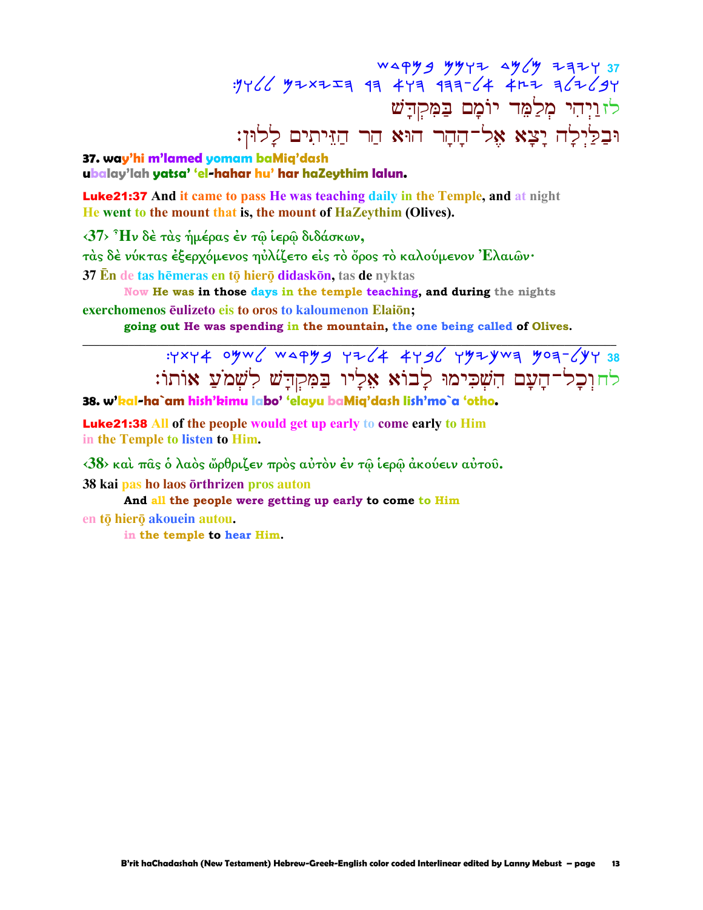37 𐤅𐤉𐤄𐤉 𐤌𐤋𐤌𐤃 𐤉𐤅𐤌𐤌 𐤁𐤌𐤒𐤃𐤔
𐤅𐤁𐤋𐤉𐤋𐤄 𐤉𐤑𐤀 𐤀𐤋-𐤄𐤄𐤓 𐤄𐤅𐤀 𐤄𐤓 𐤄𐤆𐤉𐤕𐤉𐤌 𐤋𐤋𐤅𐤍:

לזוַיְהִי מְלַמֵּד יוֹמָם בַּמִּקְדָּשׁ
וּבַלַּיְלָה יָצָא אֶל־הָהָר הוּא הַר הַזֵּיתִים לָלוּן׃

**37. way'hi m'lamed yomam baMiq'dash**
**ubalay'lah yatsa' 'el-hahar hu' har haZeythim lalun.**

**Luke21:37** And it came to pass He was teaching daily in the Temple, and at night He went to the mount that is, the mount of HaZeythim (Olives).

‹37› Ἦν δὲ τὰς ἡμέρας ἐν τῷ ἱερῷ διδάσκων,
τὰς δὲ νύκτας ἐξερχόμενος ηὐλίζετο εἰς τὸ ὄρος τὸ καλούμενον Ἐλαιῶν·

**37 Ēn de tas hēmeras en tō hierō didaskōn, tas de nyktas**
**Now He was in those days in the temple teaching, and during the nights**
**exerchomenos ēulizeto eis to oros to kaloumenon Elaiōn;**
**going out He was spending in the mountain, the one being called of Olives.**

---

38 𐤅𐤊𐤋-𐤄𐤏𐤌 𐤄𐤔𐤊𐤉𐤌𐤅 𐤋𐤁𐤅𐤀 𐤀𐤋𐤉𐤅 𐤁𐤌𐤒𐤃𐤔 𐤋𐤔𐤌𐤏 𐤀𐤅𐤕𐤅:

לחוְכָל־הָעָם הִשְׁכִּימוּ לָבוֹא אֵלָיו בַּמִּקְדָּשׁ לִשְׁמֹעַ אוֹתוֹ׃

**38. w'kal-ha`am hish'kimu labo' 'elayu baMiq'dash lish'mo`a 'otho.**

**Luke21:38** All of the people would get up early to come early to Him in the Temple to listen to Him.

‹38› καὶ πᾶς ὁ λαὸς ὤρθριζεν πρὸς αὐτὸν ἐν τῷ ἱερῷ ἀκούειν αὐτοῦ.

**38 kai pas ho laos ōrthrizen pros auton**
**And all the people were getting up early to come to Him**
**en tō hierō akouein autou.**
**in the temple to hear Him.**